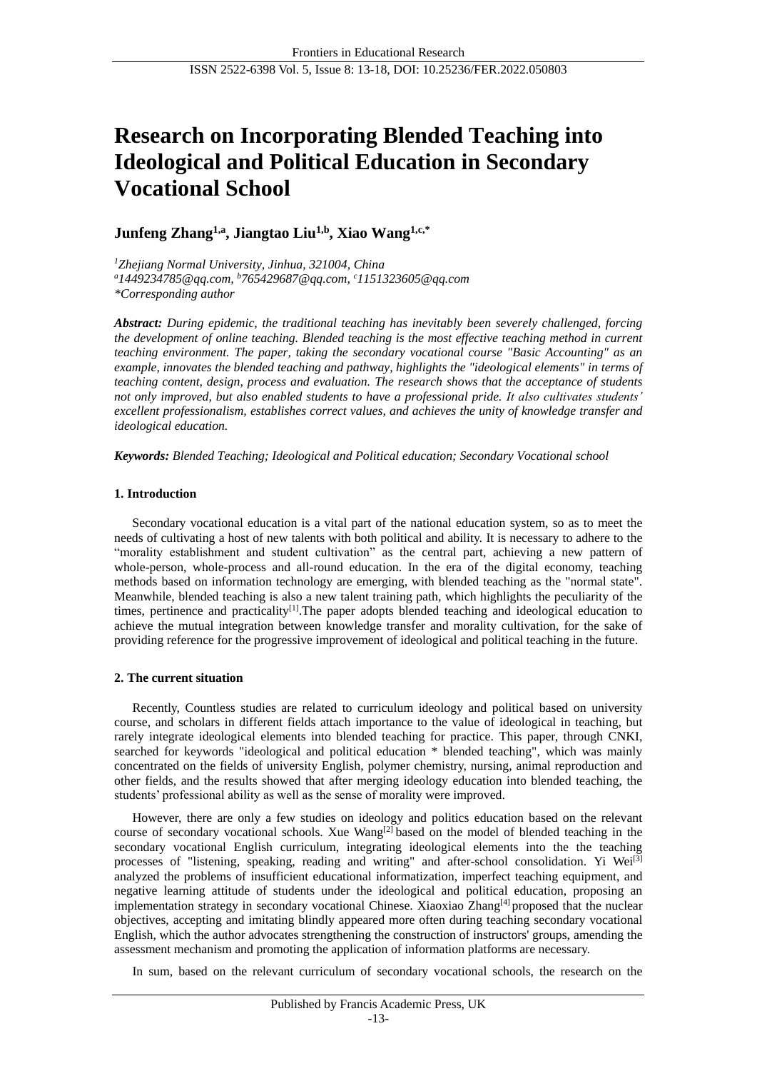# Research on Incorporating Blended Teaching into Ideological and Political Education in Secondary Vocational School

**Junfeng Zhang[1,a], Jiangtao Liu[1,b], Xiao Wang[1,c,*]**

*[1]Zhejiang Normal University, Jinhua, 321004, China*
*[a]1449234785@qq.com, [b]765429687@qq.com, [c]1151323605@qq.com*
*\*Corresponding author*

***Abstract:*** *During epidemic, the traditional teaching has inevitably been severely challenged, forcing the development of online teaching. Blended teaching is the most effective teaching method in current teaching environment. The paper, taking the secondary vocational course "Basic Accounting" as an example, innovates the blended teaching and pathway, highlights the "ideological elements" in terms of teaching content, design, process and evaluation. The research shows that the acceptance of students not only improved, but also enabled students to have a professional pride. It also cultivates students' excellent professionalism, establishes correct values, and achieves the unity of knowledge transfer and ideological education.*

***Keywords:*** *Blended Teaching; Ideological and Political education; Secondary Vocational school*

## 1. Introduction

Secondary vocational education is a vital part of the national education system, so as to meet the needs of cultivating a host of new talents with both political and ability. It is necessary to adhere to the "morality establishment and student cultivation" as the central part, achieving a new pattern of whole-person, whole-process and all-round education. In the era of the digital economy, teaching methods based on information technology are emerging, with blended teaching as the "normal state". Meanwhile, blended teaching is also a new talent training path, which highlights the peculiarity of the times, pertinence and practicality[1].The paper adopts blended teaching and ideological education to achieve the mutual integration between knowledge transfer and morality cultivation, for the sake of providing reference for the progressive improvement of ideological and political teaching in the future.

## 2. The current situation

Recently, Countless studies are related to curriculum ideology and political based on university course, and scholars in different fields attach importance to the value of ideological in teaching, but rarely integrate ideological elements into blended teaching for practice. This paper, through CNKI, searched for keywords "ideological and political education * blended teaching", which was mainly concentrated on the fields of university English, polymer chemistry, nursing, animal reproduction and other fields, and the results showed that after merging ideology education into blended teaching, the students' professional ability as well as the sense of morality were improved.

However, there are only a few studies on ideology and politics education based on the relevant course of secondary vocational schools. Xue Wang[2] based on the model of blended teaching in the secondary vocational English curriculum, integrating ideological elements into the the teaching processes of "listening, speaking, reading and writing" and after-school consolidation. Yi Wei[3] analyzed the problems of insufficient educational informatization, imperfect teaching equipment, and negative learning attitude of students under the ideological and political education, proposing an implementation strategy in secondary vocational Chinese. Xiaoxiao Zhang[4] proposed that the nuclear objectives, accepting and imitating blindly appeared more often during teaching secondary vocational English, which the author advocates strengthening the construction of instructors' groups, amending the assessment mechanism and promoting the application of information platforms are necessary.

In sum, based on the relevant curriculum of secondary vocational schools, the research on the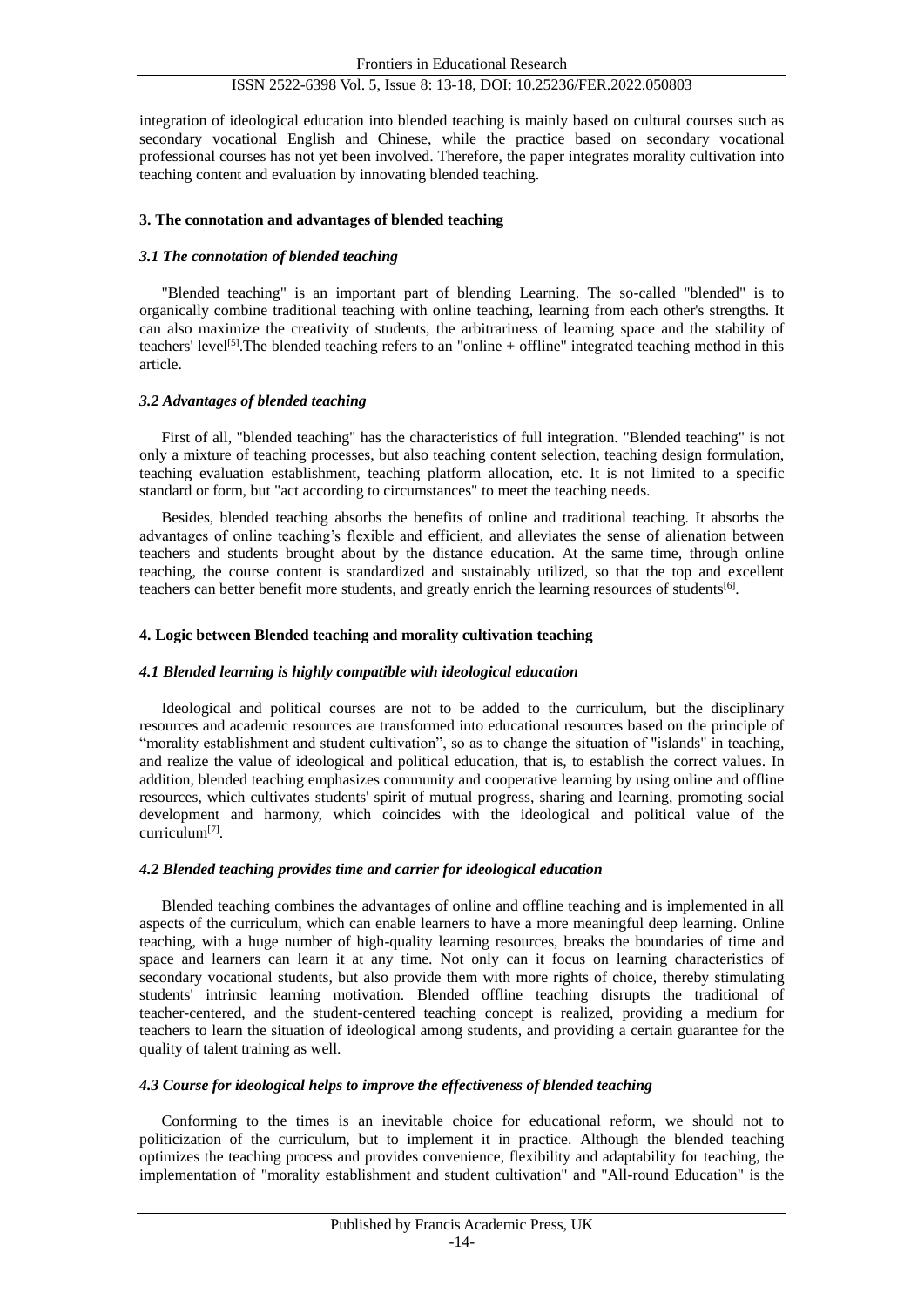integration of ideological education into blended teaching is mainly based on cultural courses such as secondary vocational English and Chinese, while the practice based on secondary vocational professional courses has not yet been involved. Therefore, the paper integrates morality cultivation into teaching content and evaluation by innovating blended teaching.

## 3. The connotation and advantages of blended teaching

### *3.1 The connotation of blended teaching*

"Blended teaching" is an important part of blending Learning. The so-called "blended" is to organically combine traditional teaching with online teaching, learning from each other's strengths. It can also maximize the creativity of students, the arbitrariness of learning space and the stability of teachers' level[5].The blended teaching refers to an "online + offline" integrated teaching method in this article.

### *3.2 Advantages of blended teaching*

First of all, "blended teaching" has the characteristics of full integration. "Blended teaching" is not only a mixture of teaching processes, but also teaching content selection, teaching design formulation, teaching evaluation establishment, teaching platform allocation, etc. It is not limited to a specific standard or form, but "act according to circumstances" to meet the teaching needs.

Besides, blended teaching absorbs the benefits of online and traditional teaching. It absorbs the advantages of online teaching's flexible and efficient, and alleviates the sense of alienation between teachers and students brought about by the distance education. At the same time, through online teaching, the course content is standardized and sustainably utilized, so that the top and excellent teachers can better benefit more students, and greatly enrich the learning resources of students[6].

## 4. Logic between Blended teaching and morality cultivation teaching

### *4.1 Blended learning is highly compatible with ideological education*

Ideological and political courses are not to be added to the curriculum, but the disciplinary resources and academic resources are transformed into educational resources based on the principle of "morality establishment and student cultivation", so as to change the situation of "islands" in teaching, and realize the value of ideological and political education, that is, to establish the correct values. In addition, blended teaching emphasizes community and cooperative learning by using online and offline resources, which cultivates students' spirit of mutual progress, sharing and learning, promoting social development and harmony, which coincides with the ideological and political value of the curriculum[7].

### *4.2 Blended teaching provides time and carrier for ideological education*

Blended teaching combines the advantages of online and offline teaching and is implemented in all aspects of the curriculum, which can enable learners to have a more meaningful deep learning. Online teaching, with a huge number of high-quality learning resources, breaks the boundaries of time and space and learners can learn it at any time. Not only can it focus on learning characteristics of secondary vocational students, but also provide them with more rights of choice, thereby stimulating students' intrinsic learning motivation. Blended offline teaching disrupts the traditional of teacher-centered, and the student-centered teaching concept is realized, providing a medium for teachers to learn the situation of ideological among students, and providing a certain guarantee for the quality of talent training as well.

### *4.3 Course for ideological helps to improve the effectiveness of blended teaching*

Conforming to the times is an inevitable choice for educational reform, we should not to politicization of the curriculum, but to implement it in practice. Although the blended teaching optimizes the teaching process and provides convenience, flexibility and adaptability for teaching, the implementation of "morality establishment and student cultivation" and "All-round Education" is the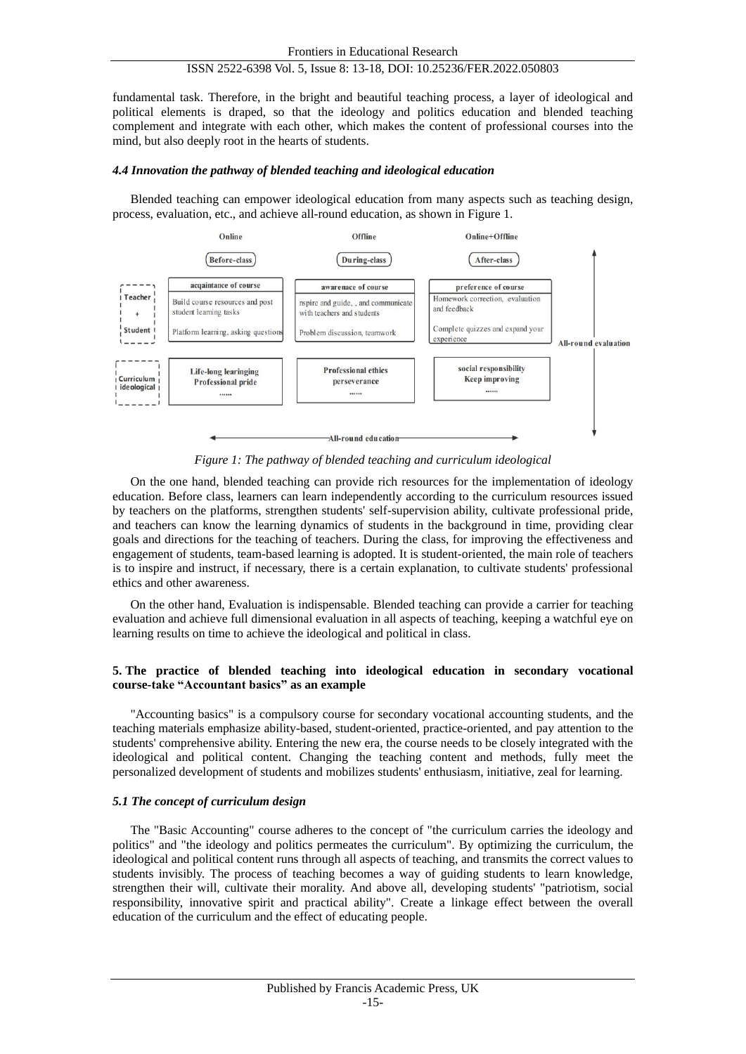fundamental task. Therefore, in the bright and beautiful teaching process, a layer of ideological and political elements is draped, so that the ideology and politics education and blended teaching complement and integrate with each other, which makes the content of professional courses into the mind, but also deeply root in the hearts of students.

### *4.4 Innovation the pathway of blended teaching and ideological education*

Blended teaching can empower ideological education from many aspects such as teaching design, process, evaluation, etc., and achieve all-round education, as shown in Figure 1.

*Figure 1: The pathway of blended teaching and curriculum ideological*

On the one hand, blended teaching can provide rich resources for the implementation of ideology education. Before class, learners can learn independently according to the curriculum resources issued by teachers on the platforms, strengthen students' self-supervision ability, cultivate professional pride, and teachers can know the learning dynamics of students in the background in time, providing clear goals and directions for the teaching of teachers. During the class, for improving the effectiveness and engagement of students, team-based learning is adopted. It is student-oriented, the main role of teachers is to inspire and instruct, if necessary, there is a certain explanation, to cultivate students' professional ethics and other awareness.

On the other hand, Evaluation is indispensable. Blended teaching can provide a carrier for teaching evaluation and achieve full dimensional evaluation in all aspects of teaching, keeping a watchful eye on learning results on time to achieve the ideological and political in class.

## 5. The practice of blended teaching into ideological education in secondary vocational course-take "Accountant basics" as an example

"Accounting basics" is a compulsory course for secondary vocational accounting students, and the teaching materials emphasize ability-based, student-oriented, practice-oriented, and pay attention to the students' comprehensive ability. Entering the new era, the course needs to be closely integrated with the ideological and political content. Changing the teaching content and methods, fully meet the personalized development of students and mobilizes students' enthusiasm, initiative, zeal for learning.

### *5.1 The concept of curriculum design*

The "Basic Accounting" course adheres to the concept of "the curriculum carries the ideology and politics" and "the ideology and politics permeates the curriculum". By optimizing the curriculum, the ideological and political content runs through all aspects of teaching, and transmits the correct values to students invisibly. The process of teaching becomes a way of guiding students to learn knowledge, strengthen their will, cultivate their morality. And above all, developing students' "patriotism, social responsibility, innovative spirit and practical ability". Create a linkage effect between the overall education of the curriculum and the effect of educating people.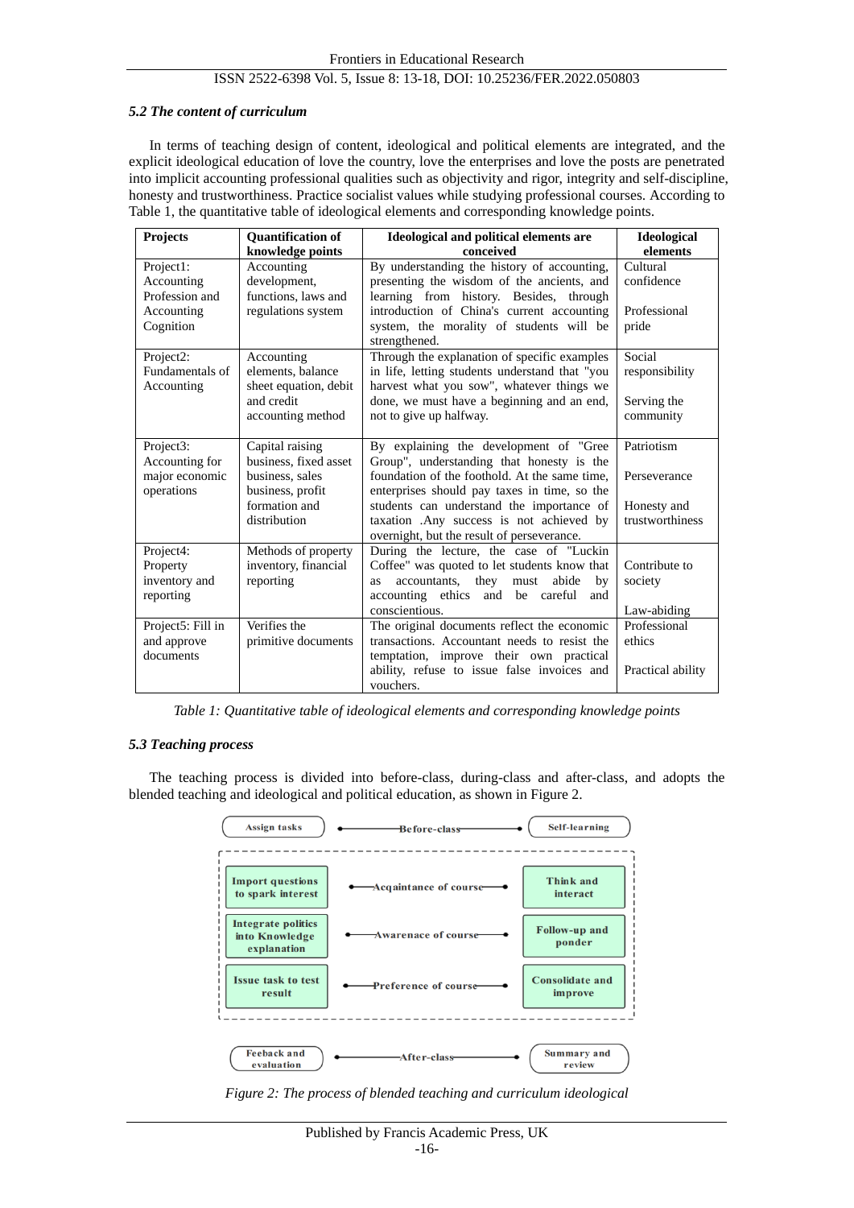### *5.2 The content of curriculum*

In terms of teaching design of content, ideological and political elements are integrated, and the explicit ideological education of love the country, love the enterprises and love the posts are penetrated into implicit accounting professional qualities such as objectivity and rigor, integrity and self-discipline, honesty and trustworthiness. Practice socialist values while studying professional courses. According to Table 1, the quantitative table of ideological elements and corresponding knowledge points.

| Projects | Quantification of knowledge points | Ideological and political elements are conceived | Ideological elements |
|---|---|---|---|
| Project1: Accounting Profession and Accounting Cognition | Accounting development, functions, laws and regulations system | By understanding the history of accounting, presenting the wisdom of the ancients, and learning from history. Besides, through introduction of China's current accounting system, the morality of students will be strengthened. | Cultural confidence<br><br>Professional pride |
| Project2: Fundamentals of Accounting | Accounting elements, balance sheet equation, debit and credit accounting method | Through the explanation of specific examples in life, letting students understand that "you harvest what you sow", whatever things we done, we must have a beginning and an end, not to give up halfway. | Social responsibility<br><br>Serving the community |
| Project3: Accounting for major economic operations | Capital raising business, fixed asset business, sales business, profit formation and distribution | By explaining the development of "Gree Group", understanding that honesty is the foundation of the foothold. At the same time, enterprises should pay taxes in time, so the students can understand the importance of taxation .Any success is not achieved by overnight, but the result of perseverance. | Patriotism<br><br>Perseverance<br><br>Honesty and trustworthiness |
| Project4: Property inventory and reporting | Methods of property inventory, financial reporting | During the lecture, the case of "Luckin Coffee" was quoted to let students know that as accountants, they must abide by accounting ethics and be careful and conscientious. | Contribute to society<br><br>Law-abiding |
| Project5: Fill in and approve documents | Verifies the primitive documents | The original documents reflect the economic transactions. Accountant needs to resist the temptation, improve their own practical ability, refuse to issue false invoices and vouchers. | Professional ethics<br><br>Practical ability |

*Table 1: Quantitative table of ideological elements and corresponding knowledge points*

### *5.3 Teaching process*

The teaching process is divided into before-class, during-class and after-class, and adopts the blended teaching and ideological and political education, as shown in Figure 2.

Assign tasks —— Before-class —— Self-learning

Import questions to spark interest —— Acqaintance of course —— Think and interact

Integrate politics into Knowledge explanation —— Awarenace of course —— Follow-up and ponder

Issue task to test result —— Preference of course —— Consolidate and improve

Feeback and evaluation —— After-class —— Summary and review

*Figure 2: The process of blended teaching and curriculum ideological*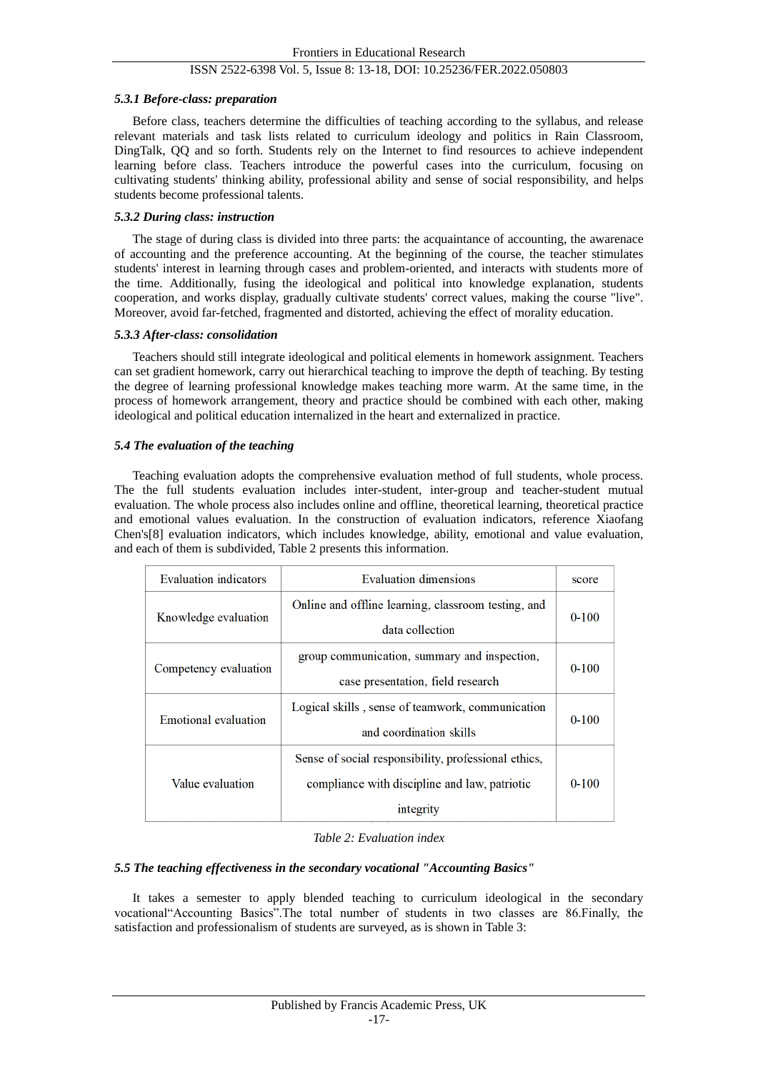#### *5.3.1 Before-class: preparation*

Before class, teachers determine the difficulties of teaching according to the syllabus, and release relevant materials and task lists related to curriculum ideology and politics in Rain Classroom, DingTalk, QQ and so forth. Students rely on the Internet to find resources to achieve independent learning before class. Teachers introduce the powerful cases into the curriculum, focusing on cultivating students' thinking ability, professional ability and sense of social responsibility, and helps students become professional talents.

#### *5.3.2 During class: instruction*

The stage of during class is divided into three parts: the acquaintance of accounting, the awarenace of accounting and the preference accounting. At the beginning of the course, the teacher stimulates students' interest in learning through cases and problem-oriented, and interacts with students more of the time. Additionally, fusing the ideological and political into knowledge explanation, students cooperation, and works display, gradually cultivate students' correct values, making the course "live". Moreover, avoid far-fetched, fragmented and distorted, achieving the effect of morality education.

#### *5.3.3 After-class: consolidation*

Teachers should still integrate ideological and political elements in homework assignment. Teachers can set gradient homework, carry out hierarchical teaching to improve the depth of teaching. By testing the degree of learning professional knowledge makes teaching more warm. At the same time, in the process of homework arrangement, theory and practice should be combined with each other, making ideological and political education internalized in the heart and externalized in practice.

### *5.4 The evaluation of the teaching*

Teaching evaluation adopts the comprehensive evaluation method of full students, whole process. The the full students evaluation includes inter-student, inter-group and teacher-student mutual evaluation. The whole process also includes online and offline, theoretical learning, theoretical practice and emotional values evaluation. In the construction of evaluation indicators, reference Xiaofang Chen's[8] evaluation indicators, which includes knowledge, ability, emotional and value evaluation, and each of them is subdivided, Table 2 presents this information.

| Evaluation indicators | Evaluation dimensions | score |
|---|---|---|
| Knowledge evaluation | Online and offline learning, classroom testing, and data collection | 0-100 |
| Competency evaluation | group communication, summary and inspection, case presentation, field research | 0-100 |
| Emotional evaluation | Logical skills , sense of teamwork, communication and coordination skills | 0-100 |
| Value evaluation | Sense of social responsibility, professional ethics, compliance with discipline and law, patriotic integrity | 0-100 |

*Table 2: Evaluation index*

### *5.5 The teaching effectiveness in the secondary vocational "Accounting Basics"*

It takes a semester to apply blended teaching to curriculum ideological in the secondary vocational"Accounting Basics".The total number of students in two classes are 86.Finally, the satisfaction and professionalism of students are surveyed, as is shown in Table 3: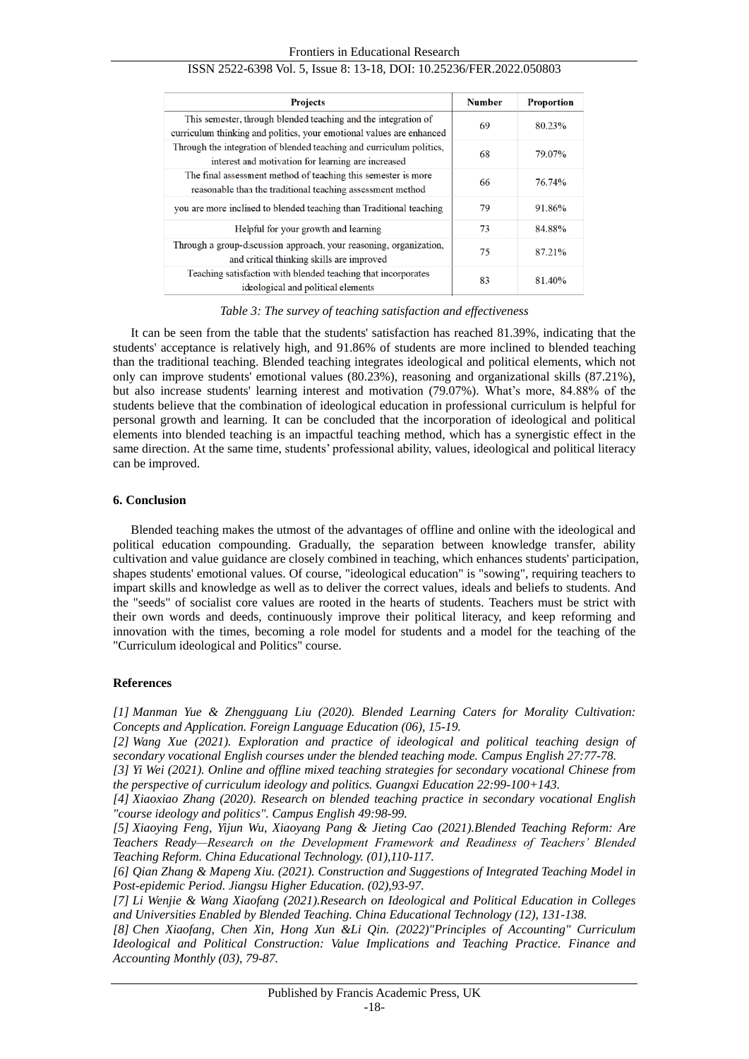| Projects | Number | Proportion |
|---|---|---|
| This semester, through blended teaching and the integration of curriculum thinking and politics, your emotional values are enhanced | 69 | 80.23% |
| Through the integration of blended teaching and curriculum politics, interest and motivation for learning are increased | 68 | 79.07% |
| The final assessment method of teaching this semester is more reasonable than the traditional teaching assessment method | 66 | 76.74% |
| you are more inclined to blended teaching than Traditional teaching | 79 | 91.86% |
| Helpful for your growth and learning | 73 | 84.88% |
| Through a group-discussion approach, your reasoning, organization, and critical thinking skills are improved | 75 | 87.21% |
| Teaching satisfaction with blended teaching that incorporates ideological and political elements | 83 | 81.40% |

*Table 3: The survey of teaching satisfaction and effectiveness*

It can be seen from the table that the students' satisfaction has reached 81.39%, indicating that the students' acceptance is relatively high, and 91.86% of students are more inclined to blended teaching than the traditional teaching. Blended teaching integrates ideological and political elements, which not only can improve students' emotional values (80.23%), reasoning and organizational skills (87.21%), but also increase students' learning interest and motivation (79.07%). What's more, 84.88% of the students believe that the combination of ideological education in professional curriculum is helpful for personal growth and learning. It can be concluded that the incorporation of ideological and political elements into blended teaching is an impactful teaching method, which has a synergistic effect in the same direction. At the same time, students' professional ability, values, ideological and political literacy can be improved.

## 6. Conclusion

Blended teaching makes the utmost of the advantages of offline and online with the ideological and political education compounding. Gradually, the separation between knowledge transfer, ability cultivation and value guidance are closely combined in teaching, which enhances students' participation, shapes students' emotional values. Of course, "ideological education" is "sowing", requiring teachers to impart skills and knowledge as well as to deliver the correct values, ideals and beliefs to students. And the "seeds" of socialist core values are rooted in the hearts of students. Teachers must be strict with their own words and deeds, continuously improve their political literacy, and keep reforming and innovation with the times, becoming a role model for their students and a model for the teaching of the "Curriculum ideological and Politics" course.

## References

*[1] Manman Yue & Zhengguang Liu (2020). Blended Learning Caters for Morality Cultivation: Concepts and Application. Foreign Language Education (06), 15-19.*

*[2] Wang Xue (2021). Exploration and practice of ideological and political teaching design of secondary vocational English courses under the blended teaching mode. Campus English 27:77-78.*

*[3] Yi Wei (2021). Online and offline mixed teaching strategies for secondary vocational Chinese from the perspective of curriculum ideology and politics. Guangxi Education 22:99-100+143.*

*[4] Xiaoxiao Zhang (2020). Research on blended teaching practice in secondary vocational English "course ideology and politics". Campus English 49:98-99.*

*[5] Xiaoying Feng, Yijun Wu, Xiaoyang Pang & Jieting Cao (2021).Blended Teaching Reform: Are Teachers Ready—Research on the Development Framework and Readiness of Teachers' Blended Teaching Reform. China Educational Technology. (01),110-117.*

*[6] Qian Zhang & Mapeng Xiu. (2021). Construction and Suggestions of Integrated Teaching Model in Post-epidemic Period. Jiangsu Higher Education. (02),93-97.*

*[7] Li Wenjie & Wang Xiaofang (2021).Research on Ideological and Political Education in Colleges and Universities Enabled by Blended Teaching. China Educational Technology (12), 131-138.*

*[8] Chen Xiaofang, Chen Xin, Hong Xun &Li Qin. (2022)"Principles of Accounting" Curriculum Ideological and Political Construction: Value Implications and Teaching Practice. Finance and Accounting Monthly (03), 79-87.*